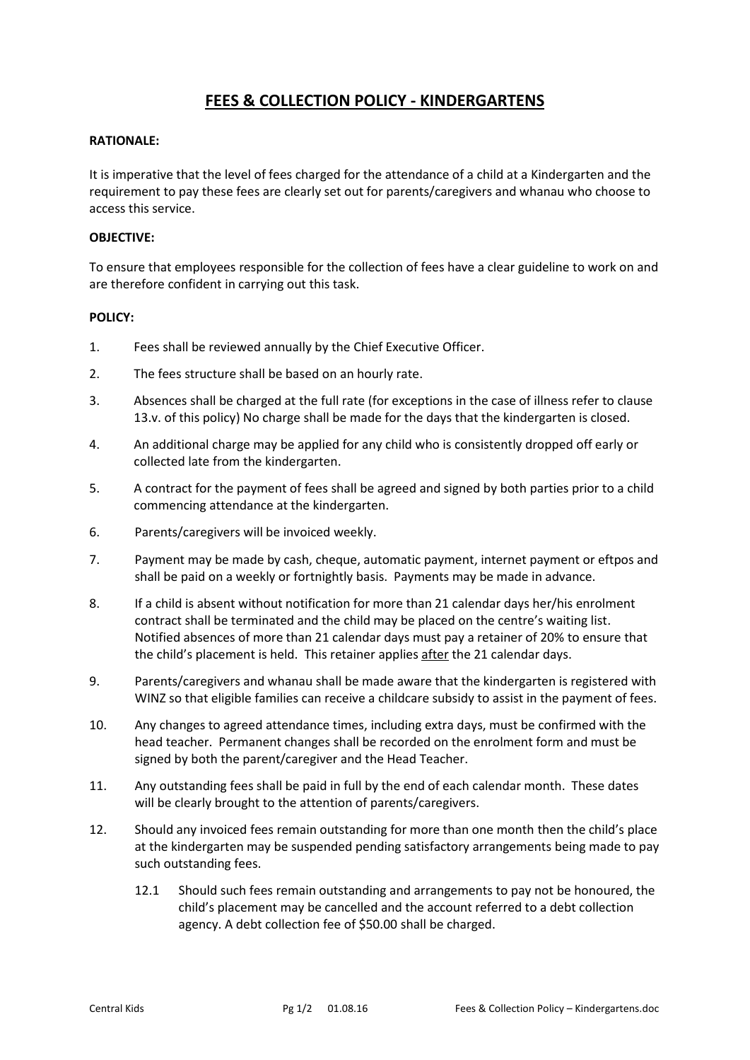# FEES & COLLECTION POLICY - KINDERGARTENS

**RATIONALE:**

It is imperative that the level of fees charged for the attendance of a child at a Kindergarten and the requirement to pay these fees are clearly set out for parents/caregivers and whanau who choose to access this service.

**OBJECTIVE:**

To ensure that employees responsible for the collection of fees have a clear guideline to work on and are therefore confident in carrying out this task.

**POLICY:**

1. Fees shall be reviewed annually by the Chief Executive Officer.
2. The fees structure shall be based on an hourly rate.
3. Absences shall be charged at the full rate (for exceptions in the case of illness refer to clause 13.v. of this policy) No charge shall be made for the days that the kindergarten is closed.
4. An additional charge may be applied for any child who is consistently dropped off early or collected late from the kindergarten.
5. A contract for the payment of fees shall be agreed and signed by both parties prior to a child commencing attendance at the kindergarten.
6. Parents/caregivers will be invoiced weekly.
7. Payment may be made by cash, cheque, automatic payment, internet payment or eftpos and shall be paid on a weekly or fortnightly basis. Payments may be made in advance.
8. If a child is absent without notification for more than 21 calendar days her/his enrolment contract shall be terminated and the child may be placed on the centre's waiting list. Notified absences of more than 21 calendar days must pay a retainer of 20% to ensure that the child's placement is held. This retainer applies <u>after</u> the 21 calendar days.
9. Parents/caregivers and whanau shall be made aware that the kindergarten is registered with WINZ so that eligible families can receive a childcare subsidy to assist in the payment of fees.
10. Any changes to agreed attendance times, including extra days, must be confirmed with the head teacher. Permanent changes shall be recorded on the enrolment form and must be signed by both the parent/caregiver and the Head Teacher.
11. Any outstanding fees shall be paid in full by the end of each calendar month. These dates will be clearly brought to the attention of parents/caregivers.
12. Should any invoiced fees remain outstanding for more than one month then the child's place at the kindergarten may be suspended pending satisfactory arrangements being made to pay such outstanding fees.

    12.1 Should such fees remain outstanding and arrangements to pay not be honoured, the child's placement may be cancelled and the account referred to a debt collection agency. A debt collection fee of $50.00 shall be charged.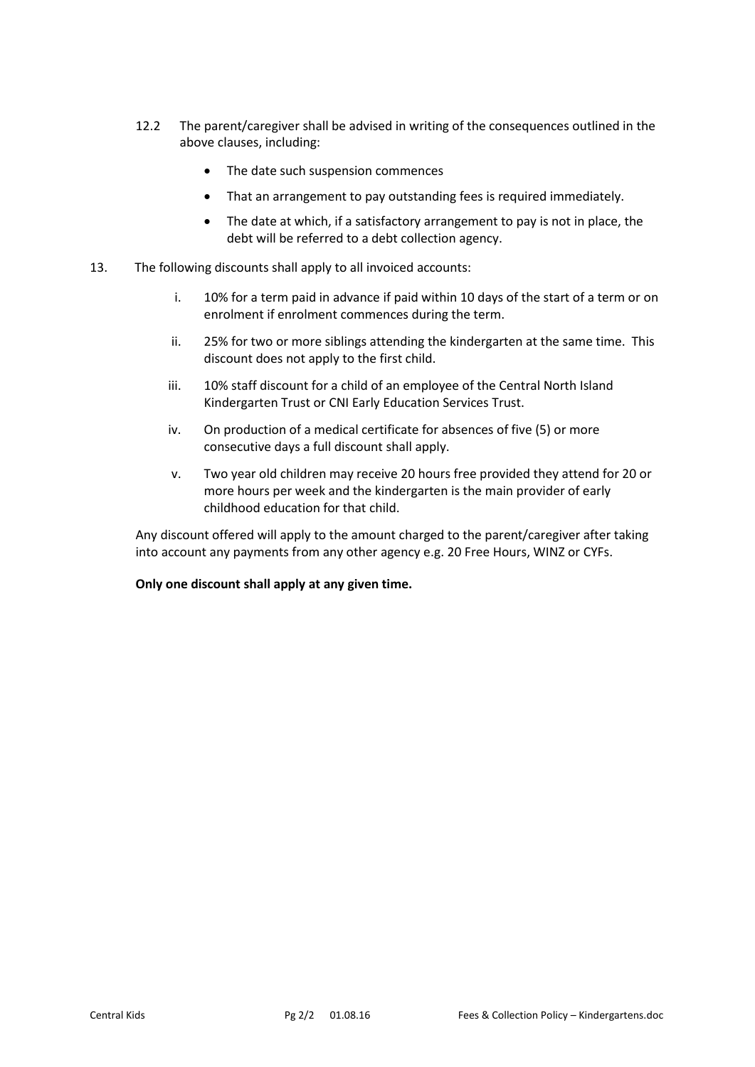12.2 The parent/caregiver shall be advised in writing of the consequences outlined in the above clauses, including:

- The date such suspension commences
- That an arrangement to pay outstanding fees is required immediately.
- The date at which, if a satisfactory arrangement to pay is not in place, the debt will be referred to a debt collection agency.

13. The following discounts shall apply to all invoiced accounts:

i. 10% for a term paid in advance if paid within 10 days of the start of a term or on enrolment if enrolment commences during the term.

ii. 25% for two or more siblings attending the kindergarten at the same time. This discount does not apply to the first child.

iii. 10% staff discount for a child of an employee of the Central North Island Kindergarten Trust or CNI Early Education Services Trust.

iv. On production of a medical certificate for absences of five (5) or more consecutive days a full discount shall apply.

v. Two year old children may receive 20 hours free provided they attend for 20 or more hours per week and the kindergarten is the main provider of early childhood education for that child.

Any discount offered will apply to the amount charged to the parent/caregiver after taking into account any payments from any other agency e.g. 20 Free Hours, WINZ or CYFs.

**Only one discount shall apply at any given time.**